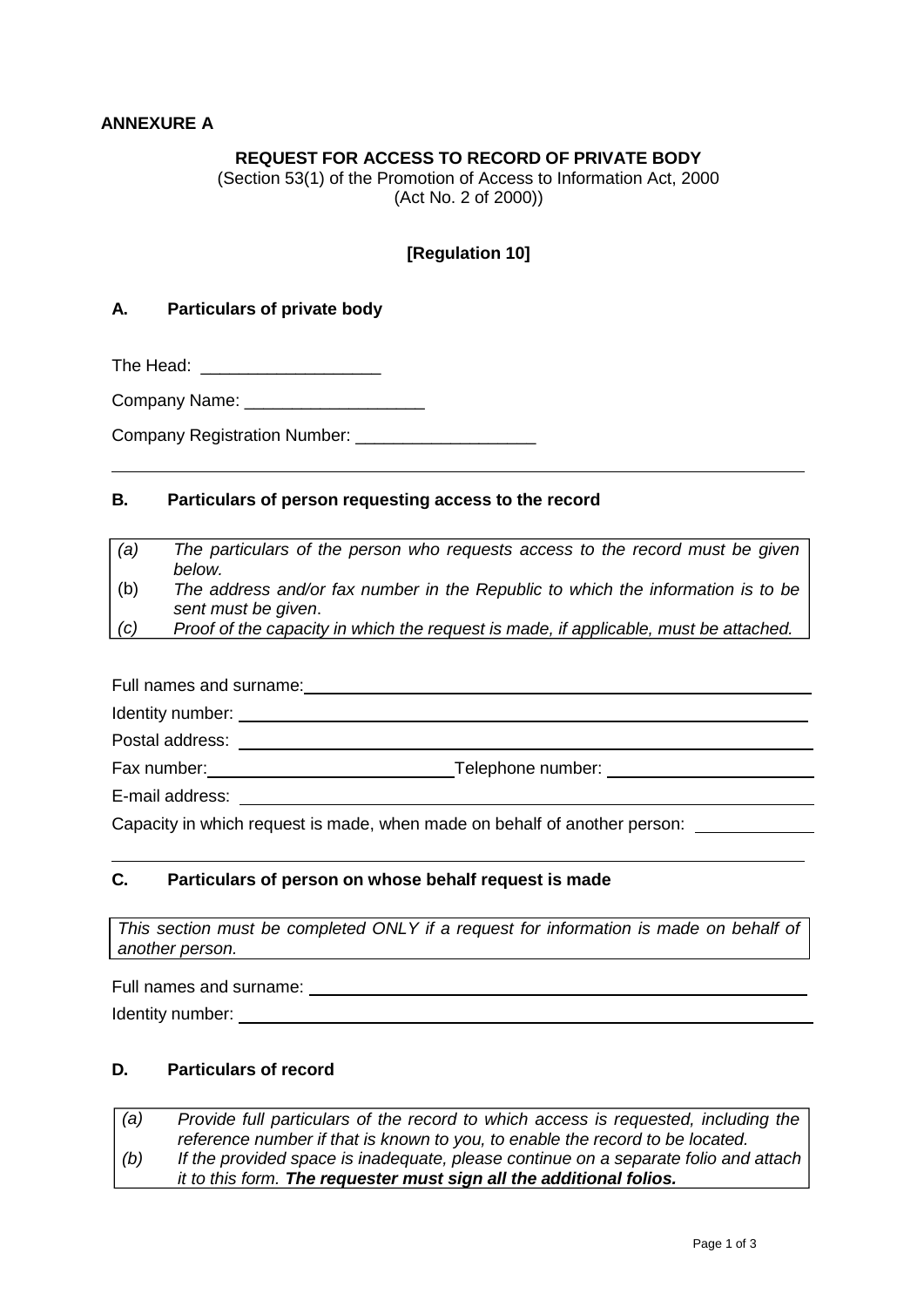**ANNEXURE A**

**REQUEST FOR ACCESS TO RECORD OF PRIVATE BODY**
(Section 53(1) of the Promotion of Access to Information Act, 2000
(Act No. 2 of 2000))

**[Regulation 10]**

## A. Particulars of private body

The Head: ___________________

Company Name: ___________________

Company Registration Number: ___________________

---

## B. Particulars of person requesting access to the record

*(a) The particulars of the person who requests access to the record must be given below.*
(b) *The address and/or fax number in the Republic to which the information is to be sent must be given.*
*(c) Proof of the capacity in which the request is made, if applicable, must be attached.*

Full names and surname: ___________________

Identity number: ___________________

Postal address: ___________________

Fax number: ___________________ Telephone number: ___________________

E-mail address: ___________________

Capacity in which request is made, when made on behalf of another person: ___________________

---

## C. Particulars of person on whose behalf request is made

*This section must be completed ONLY if a request for information is made on behalf of another person.*

Full names and surname: ___________________

Identity number: ___________________

## D. Particulars of record

*(a) Provide full particulars of the record to which access is requested, including the reference number if that is known to you, to enable the record to be located.*
*(b) If the provided space is inadequate, please continue on a separate folio and attach it to this form.* ***The requester must sign all the additional folios.***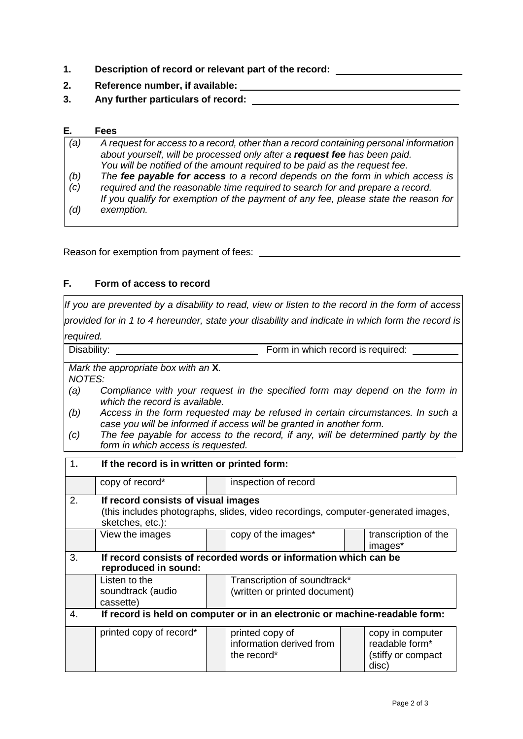1. **Description of record or relevant part of the record:** \_\_\_\_\_\_\_\_\_\_\_\_\_\_\_\_\_\_\_\_
2. **Reference number, if available:** \_\_\_\_\_\_\_\_\_\_\_\_\_\_\_\_\_\_\_\_
3. **Any further particulars of record:** \_\_\_\_\_\_\_\_\_\_\_\_\_\_\_\_\_\_\_\_

## E. Fees

*(a) A request for access to a record, other than a record containing personal information about yourself, will be processed only after a* ***request fee*** *has been paid.*

*(b) You will be notified of the amount required to be paid as the request fee.*

*(c) The* ***fee payable for access*** *to a record depends on the form in which access is required and the reasonable time required to search for and prepare a record.*

*(d) If you qualify for exemption of the payment of any fee, please state the reason for exemption.*

Reason for exemption from payment of fees: \_\_\_\_\_\_\_\_\_\_\_\_\_\_\_\_\_\_\_\_

## F. Form of access to record

*If you are prevented by a disability to read, view or listen to the record in the form of access provided for in 1 to 4 hereunder, state your disability and indicate in which form the record is required.*

| Disability: | Form in which record is required: |
|---|---|

*Mark the appropriate box with an* **X***.*

*NOTES:*

*(a) Compliance with your request in the specified form may depend on the form in which the record is available.*

*(b) Access in the form requested may be refused in certain circumstances. In such a case you will be informed if access will be granted in another form.*

*(c) The fee payable for access to the record, if any, will be determined partly by the form in which access is requested.*

| | | | | | |
|---|---|---|---|---|---|
| 1. | **If the record is in written or printed form:** | | | | |
| | copy of record* | | inspection of record | | |
| 2. | **If record consists of visual images** (this includes photographs, slides, video recordings, computer-generated images, sketches, etc.): | | | | |
| | View the images | | copy of the images* | | transcription of the images* |
| 3. | **If record consists of recorded words or information which can be reproduced in sound:** | | | | |
| | Listen to the soundtrack (audio cassette) | | Transcription of soundtrack* (written or printed document) | | |
| 4. | **If record is held on computer or in an electronic or machine-readable form:** | | | | |
| | printed copy of record* | | printed copy of information derived from the record* | | copy in computer readable form* (stiffy or compact disc) |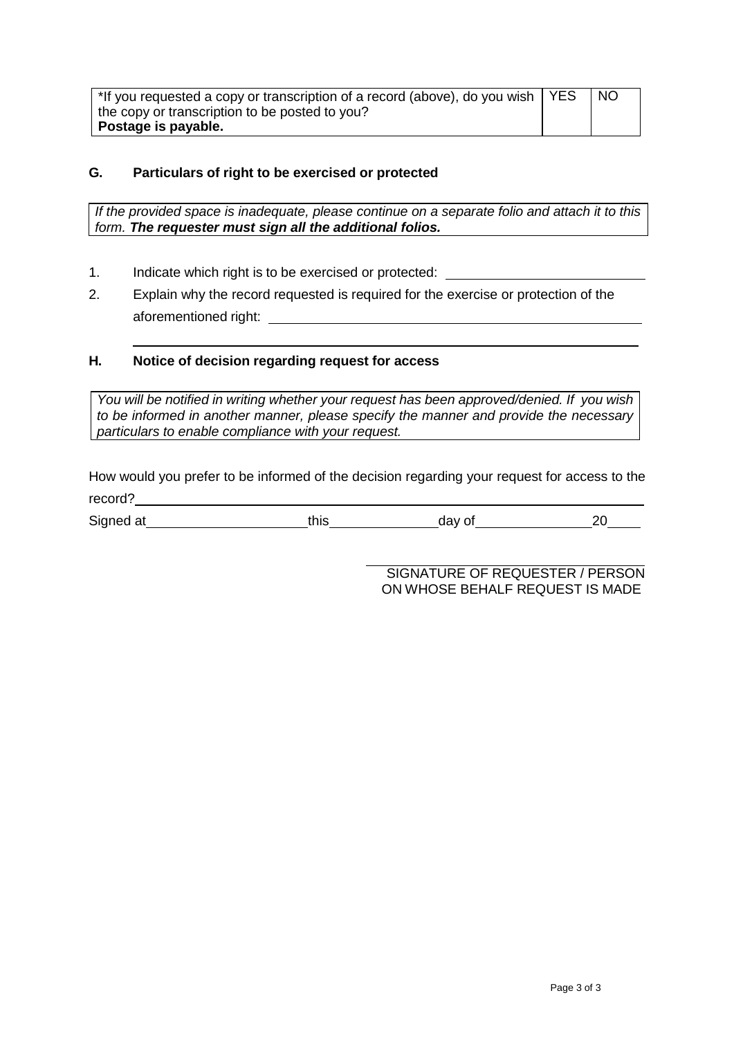| | | |
|---|---|---|
| *If you requested a copy or transcription of a record (above), do you wish the copy or transcription to be posted to you?<br>**Postage is payable.** | YES | NO |

## G. Particulars of right to be exercised or protected

*If the provided space is inadequate, please continue on a separate folio and attach it to this form.* ***The requester must sign all the additional folios.***

1. Indicate which right is to be exercised or protected: \_\_\_\_\_\_\_\_\_\_\_\_\_\_\_\_\_\_\_\_\_\_\_\_\_\_\_\_

2. Explain why the record requested is required for the exercise or protection of the aforementioned right: \_\_\_\_\_\_\_\_\_\_\_\_\_\_\_\_\_\_\_\_\_\_\_\_\_\_\_\_\_\_\_\_\_\_\_\_\_\_\_\_\_\_\_\_

   \_\_\_\_\_\_\_\_\_\_\_\_\_\_\_\_\_\_\_\_\_\_\_\_\_\_\_\_\_\_\_\_\_\_\_\_\_\_\_\_\_\_\_\_\_\_\_\_\_\_\_\_\_\_\_\_\_\_\_\_

## H. Notice of decision regarding request for access

*You will be notified in writing whether your request has been approved/denied. If you wish to be informed in another manner, please specify the manner and provide the necessary particulars to enable compliance with your request.*

How would you prefer to be informed of the decision regarding your request for access to the record? \_\_\_\_\_\_\_\_\_\_\_\_\_\_\_\_\_\_\_\_\_\_\_\_\_\_\_\_\_\_\_\_\_\_\_\_\_\_\_\_\_\_\_\_\_\_\_\_\_\_\_\_

Signed at \_\_\_\_\_\_\_\_\_\_\_\_\_\_\_\_\_\_\_\_ this \_\_\_\_\_\_\_\_\_\_\_\_\_\_ day of \_\_\_\_\_\_\_\_\_\_\_\_\_\_\_ 20\_\_\_\_

\_\_\_\_\_\_\_\_\_\_\_\_\_\_\_\_\_\_\_\_\_\_\_\_\_\_\_\_\_\_\_\_\_\_\_\_\_

SIGNATURE OF REQUESTER / PERSON ON WHOSE BEHALF REQUEST IS MADE